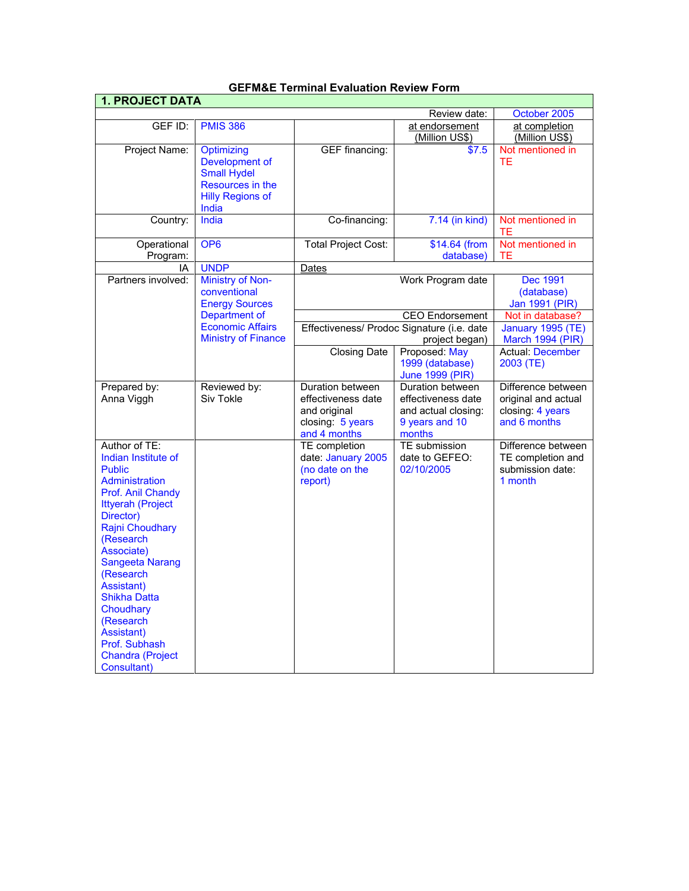# GEFM&E Terminal Evaluation Review Form

| 1. PROJECT DATA | | | | |
|---|---|---|---|---|
| | | | Review date: | October 2005 |
| GEF ID: | PMIS 386 | | at endorsement (Million US$) | at completion (Million US$) |
| Project Name: | Optimizing Development of Small Hydel Resources in the Hilly Regions of India | GEF financing: | $7.5 | Not mentioned in TE |
| Country: | India | Co-financing: | 7.14 (in kind) | Not mentioned in TE |
| Operational Program: | OP6 | Total Project Cost: | $14.64 (from database) | Not mentioned in TE |
| IA | UNDP | Dates | | |
| Partners involved: | Ministry of Non-conventional Energy Sources Department of Economic Affairs Ministry of Finance | | Work Program date | Dec 1991 (database) Jan 1991 (PIR) |
| | | | CEO Endorsement | Not in database? |
| | | | Effectiveness/ Prodoc Signature (i.e. date project began) | January 1995 (TE) March 1994 (PIR) |
| | | Closing Date | Proposed: May 1999 (database) June 1999 (PIR) | Actual: December 2003 (TE) |
| Prepared by: Anna Viggh | Reviewed by: Siv Tokle | Duration between effectiveness date and original closing: 5 years and 4 months | Duration between effectiveness date and actual closing: 9 years and 10 months | Difference between original and actual closing: 4 years and 6 months |
| Author of TE: Indian Institute of Public Administration Prof. Anil Chandy Ittyerah (Project Director) Rajni Choudhary (Research Associate) Sangeeta Narang (Research Assistant) Shikha Datta Choudhary (Research Assistant) Prof. Subhash Chandra (Project Consultant) | | TE completion date: January 2005 (no date on the report) | TE submission date to GEFEO: 02/10/2005 | Difference between TE completion and submission date: 1 month |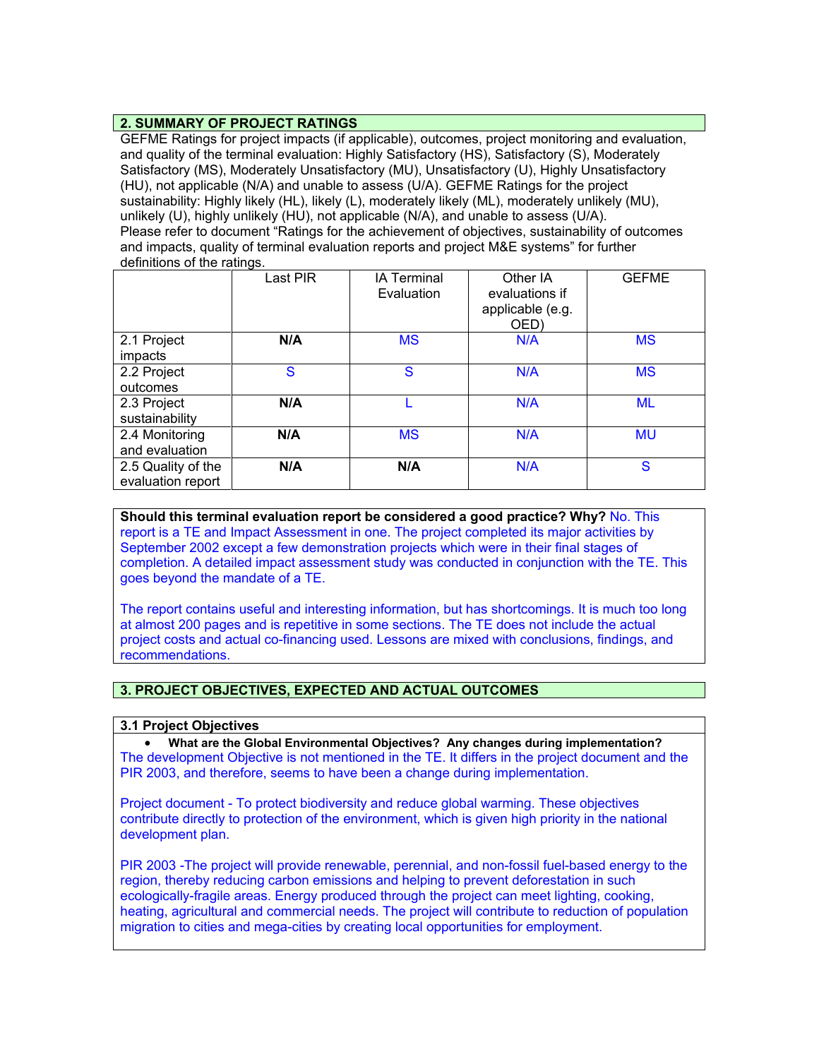## 2. SUMMARY OF PROJECT RATINGS

GEFME Ratings for project impacts (if applicable), outcomes, project monitoring and evaluation, and quality of the terminal evaluation: Highly Satisfactory (HS), Satisfactory (S), Moderately Satisfactory (MS), Moderately Unsatisfactory (MU), Unsatisfactory (U), Highly Unsatisfactory (HU), not applicable (N/A) and unable to assess (U/A). GEFME Ratings for the project sustainability: Highly likely (HL), likely (L), moderately likely (ML), moderately unlikely (MU), unlikely (U), highly unlikely (HU), not applicable (N/A), and unable to assess (U/A).
Please refer to document "Ratings for the achievement of objectives, sustainability of outcomes and impacts, quality of terminal evaluation reports and project M&E systems" for further definitions of the ratings.

| | Last PIR | IA Terminal Evaluation | Other IA evaluations if applicable (e.g. OED) | GEFME |
|---|---|---|---|---|
| 2.1 Project impacts | **N/A** | MS | N/A | MS |
| 2.2 Project outcomes | S | S | N/A | MS |
| 2.3 Project sustainability | **N/A** | L | N/A | ML |
| 2.4 Monitoring and evaluation | **N/A** | MS | N/A | MU |
| 2.5 Quality of the evaluation report | **N/A** | **N/A** | N/A | S |

**Should this terminal evaluation report be considered a good practice? Why?** No. This report is a TE and Impact Assessment in one. The project completed its major activities by September 2002 except a few demonstration projects which were in their final stages of completion. A detailed impact assessment study was conducted in conjunction with the TE. This goes beyond the mandate of a TE.

The report contains useful and interesting information, but has shortcomings. It is much too long at almost 200 pages and is repetitive in some sections. The TE does not include the actual project costs and actual co-financing used. Lessons are mixed with conclusions, findings, and recommendations.

## 3. PROJECT OBJECTIVES, EXPECTED AND ACTUAL OUTCOMES

### 3.1 Project Objectives

- **What are the Global Environmental Objectives? Any changes during implementation?**

The development Objective is not mentioned in the TE. It differs in the project document and the PIR 2003, and therefore, seems to have been a change during implementation.

Project document - To protect biodiversity and reduce global warming. These objectives contribute directly to protection of the environment, which is given high priority in the national development plan.

PIR 2003 -The project will provide renewable, perennial, and non-fossil fuel-based energy to the region, thereby reducing carbon emissions and helping to prevent deforestation in such ecologically-fragile areas. Energy produced through the project can meet lighting, cooking, heating, agricultural and commercial needs. The project will contribute to reduction of population migration to cities and mega-cities by creating local opportunities for employment.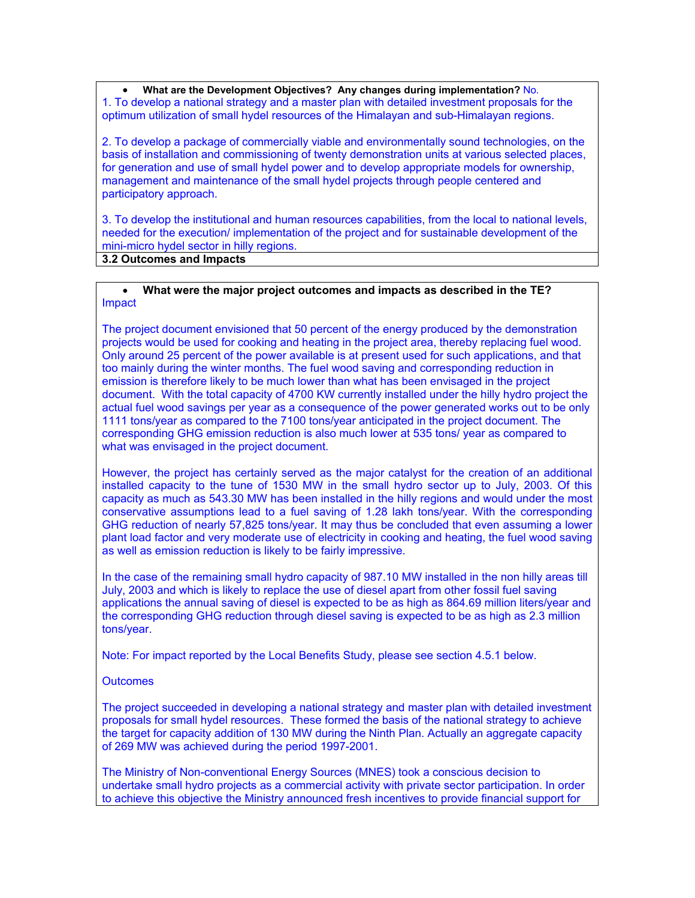- **What are the Development Objectives? Any changes during implementation?** No.

1. To develop a national strategy and a master plan with detailed investment proposals for the optimum utilization of small hydel resources of the Himalayan and sub-Himalayan regions.

2. To develop a package of commercially viable and environmentally sound technologies, on the basis of installation and commissioning of twenty demonstration units at various selected places, for generation and use of small hydel power and to develop appropriate models for ownership, management and maintenance of the small hydel projects through people centered and participatory approach.

3. To develop the institutional and human resources capabilities, from the local to national levels, needed for the execution/ implementation of the project and for sustainable development of the mini-micro hydel sector in hilly regions.

**3.2 Outcomes and Impacts**

- **What were the major project outcomes and impacts as described in the TE?**

Impact

The project document envisioned that 50 percent of the energy produced by the demonstration projects would be used for cooking and heating in the project area, thereby replacing fuel wood. Only around 25 percent of the power available is at present used for such applications, and that too mainly during the winter months. The fuel wood saving and corresponding reduction in emission is therefore likely to be much lower than what has been envisaged in the project document. With the total capacity of 4700 KW currently installed under the hilly hydro project the actual fuel wood savings per year as a consequence of the power generated works out to be only 1111 tons/year as compared to the 7100 tons/year anticipated in the project document. The corresponding GHG emission reduction is also much lower at 535 tons/ year as compared to what was envisaged in the project document.

However, the project has certainly served as the major catalyst for the creation of an additional installed capacity to the tune of 1530 MW in the small hydro sector up to July, 2003. Of this capacity as much as 543.30 MW has been installed in the hilly regions and would under the most conservative assumptions lead to a fuel saving of 1.28 lakh tons/year. With the corresponding GHG reduction of nearly 57,825 tons/year. It may thus be concluded that even assuming a lower plant load factor and very moderate use of electricity in cooking and heating, the fuel wood saving as well as emission reduction is likely to be fairly impressive.

In the case of the remaining small hydro capacity of 987.10 MW installed in the non hilly areas till July, 2003 and which is likely to replace the use of diesel apart from other fossil fuel saving applications the annual saving of diesel is expected to be as high as 864.69 million liters/year and the corresponding GHG reduction through diesel saving is expected to be as high as 2.3 million tons/year.

Note: For impact reported by the Local Benefits Study, please see section 4.5.1 below.

Outcomes

The project succeeded in developing a national strategy and master plan with detailed investment proposals for small hydel resources. These formed the basis of the national strategy to achieve the target for capacity addition of 130 MW during the Ninth Plan. Actually an aggregate capacity of 269 MW was achieved during the period 1997-2001.

The Ministry of Non-conventional Energy Sources (MNES) took a conscious decision to undertake small hydro projects as a commercial activity with private sector participation. In order to achieve this objective the Ministry announced fresh incentives to provide financial support for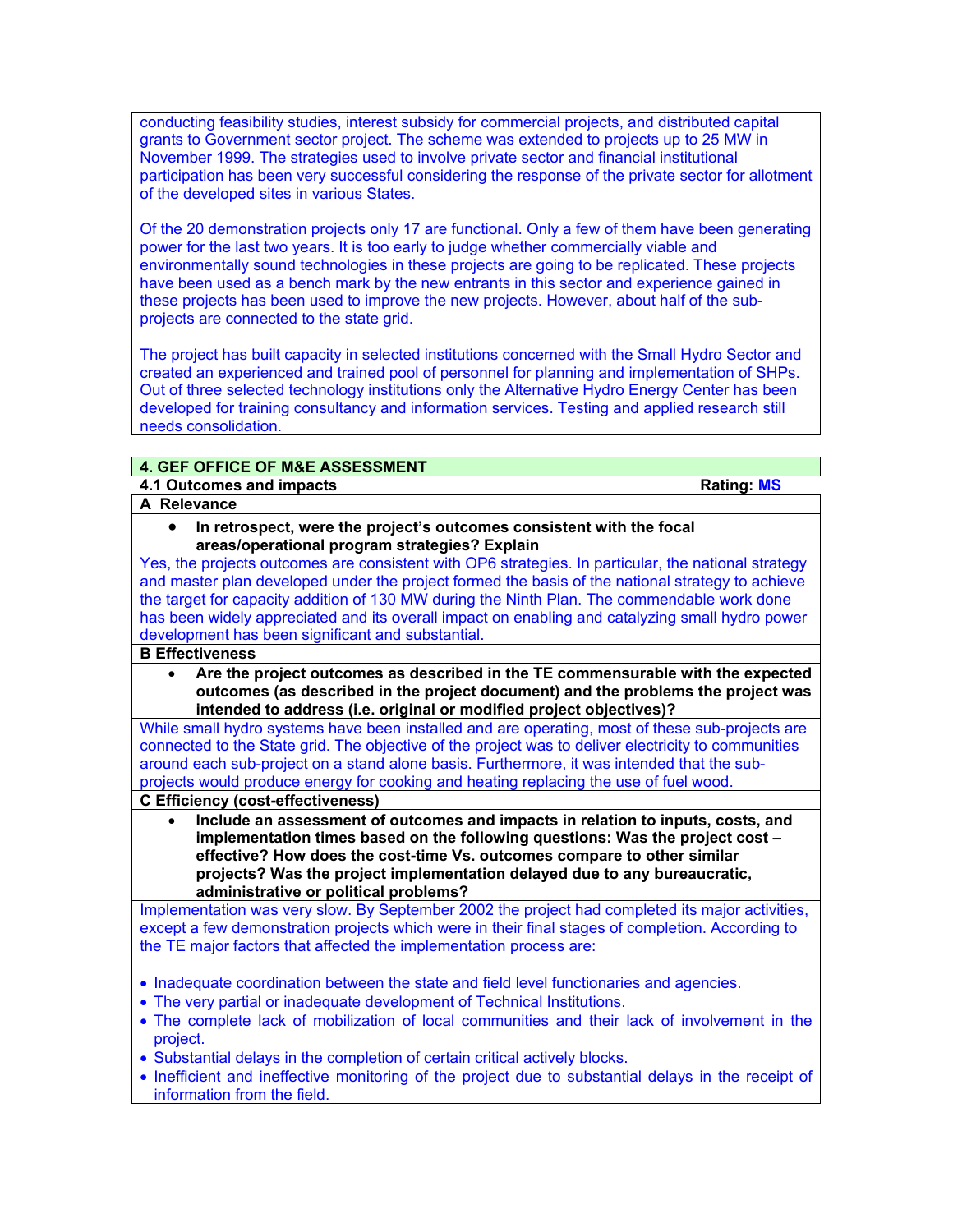conducting feasibility studies, interest subsidy for commercial projects, and distributed capital grants to Government sector project. The scheme was extended to projects up to 25 MW in November 1999. The strategies used to involve private sector and financial institutional participation has been very successful considering the response of the private sector for allotment of the developed sites in various States.

Of the 20 demonstration projects only 17 are functional. Only a few of them have been generating power for the last two years. It is too early to judge whether commercially viable and environmentally sound technologies in these projects are going to be replicated. These projects have been used as a bench mark by the new entrants in this sector and experience gained in these projects has been used to improve the new projects. However, about half of the sub-projects are connected to the state grid.

The project has built capacity in selected institutions concerned with the Small Hydro Sector and created an experienced and trained pool of personnel for planning and implementation of SHPs. Out of three selected technology institutions only the Alternative Hydro Energy Center has been developed for training consultancy and information services. Testing and applied research still needs consolidation.

## 4. GEF OFFICE OF M&E ASSESSMENT

### 4.1 Outcomes and impacts — Rating: MS

**A Relevance**

- **In retrospect, were the project's outcomes consistent with the focal areas/operational program strategies? Explain**

Yes, the projects outcomes are consistent with OP6 strategies. In particular, the national strategy and master plan developed under the project formed the basis of the national strategy to achieve the target for capacity addition of 130 MW during the Ninth Plan. The commendable work done has been widely appreciated and its overall impact on enabling and catalyzing small hydro power development has been significant and substantial.

**B Effectiveness**

- **Are the project outcomes as described in the TE commensurable with the expected outcomes (as described in the project document) and the problems the project was intended to address (i.e. original or modified project objectives)?**

While small hydro systems have been installed and are operating, most of these sub-projects are connected to the State grid. The objective of the project was to deliver electricity to communities around each sub-project on a stand alone basis. Furthermore, it was intended that the sub-projects would produce energy for cooking and heating replacing the use of fuel wood.

**C Efficiency (cost-effectiveness)**

- **Include an assessment of outcomes and impacts in relation to inputs, costs, and implementation times based on the following questions: Was the project cost – effective? How does the cost-time Vs. outcomes compare to other similar projects? Was the project implementation delayed due to any bureaucratic, administrative or political problems?**

Implementation was very slow. By September 2002 the project had completed its major activities, except a few demonstration projects which were in their final stages of completion. According to the TE major factors that affected the implementation process are:

- Inadequate coordination between the state and field level functionaries and agencies.
- The very partial or inadequate development of Technical Institutions.
- The complete lack of mobilization of local communities and their lack of involvement in the project.
- Substantial delays in the completion of certain critical actively blocks.
- Inefficient and ineffective monitoring of the project due to substantial delays in the receipt of information from the field.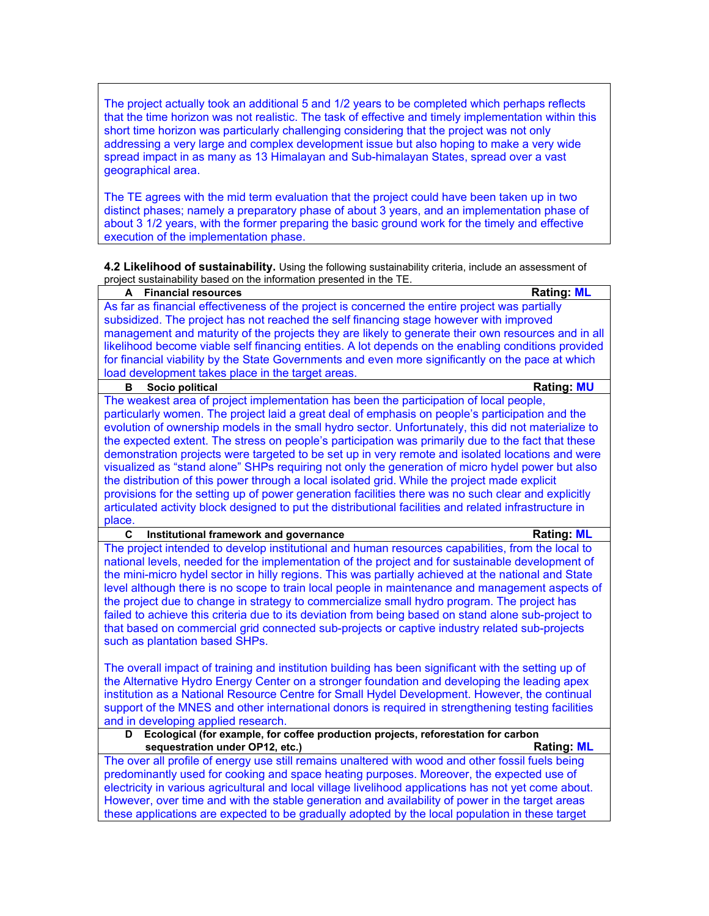The project actually took an additional 5 and 1/2 years to be completed which perhaps reflects that the time horizon was not realistic. The task of effective and timely implementation within this short time horizon was particularly challenging considering that the project was not only addressing a very large and complex development issue but also hoping to make a very wide spread impact in as many as 13 Himalayan and Sub-himalayan States, spread over a vast geographical area.

The TE agrees with the mid term evaluation that the project could have been taken up in two distinct phases; namely a preparatory phase of about 3 years, and an implementation phase of about 3 1/2 years, with the former preparing the basic ground work for the timely and effective execution of the implementation phase.

**4.2 Likelihood of sustainability.** Using the following sustainability criteria, include an assessment of project sustainability based on the information presented in the TE.

**A Financial resources** — **Rating: ML**

As far as financial effectiveness of the project is concerned the entire project was partially subsidized. The project has not reached the self financing stage however with improved management and maturity of the projects they are likely to generate their own resources and in all likelihood become viable self financing entities. A lot depends on the enabling conditions provided for financial viability by the State Governments and even more significantly on the pace at which load development takes place in the target areas.

**B Socio political** — **Rating: MU**

The weakest area of project implementation has been the participation of local people, particularly women. The project laid a great deal of emphasis on people's participation and the evolution of ownership models in the small hydro sector. Unfortunately, this did not materialize to the expected extent. The stress on people's participation was primarily due to the fact that these demonstration projects were targeted to be set up in very remote and isolated locations and were visualized as "stand alone" SHPs requiring not only the generation of micro hydel power but also the distribution of this power through a local isolated grid. While the project made explicit provisions for the setting up of power generation facilities there was no such clear and explicitly articulated activity block designed to put the distributional facilities and related infrastructure in place.

**C Institutional framework and governance** — **Rating: ML**

The project intended to develop institutional and human resources capabilities, from the local to national levels, needed for the implementation of the project and for sustainable development of the mini-micro hydel sector in hilly regions. This was partially achieved at the national and State level although there is no scope to train local people in maintenance and management aspects of the project due to change in strategy to commercialize small hydro program. The project has failed to achieve this criteria due to its deviation from being based on stand alone sub-project to that based on commercial grid connected sub-projects or captive industry related sub-projects such as plantation based SHPs.

The overall impact of training and institution building has been significant with the setting up of the Alternative Hydro Energy Center on a stronger foundation and developing the leading apex institution as a National Resource Centre for Small Hydel Development. However, the continual support of the MNES and other international donors is required in strengthening testing facilities and in developing applied research.

**D Ecological (for example, for coffee production projects, reforestation for carbon sequestration under OP12, etc.)** — **Rating: ML**

The over all profile of energy use still remains unaltered with wood and other fossil fuels being predominantly used for cooking and space heating purposes. Moreover, the expected use of electricity in various agricultural and local village livelihood applications has not yet come about. However, over time and with the stable generation and availability of power in the target areas these applications are expected to be gradually adopted by the local population in these target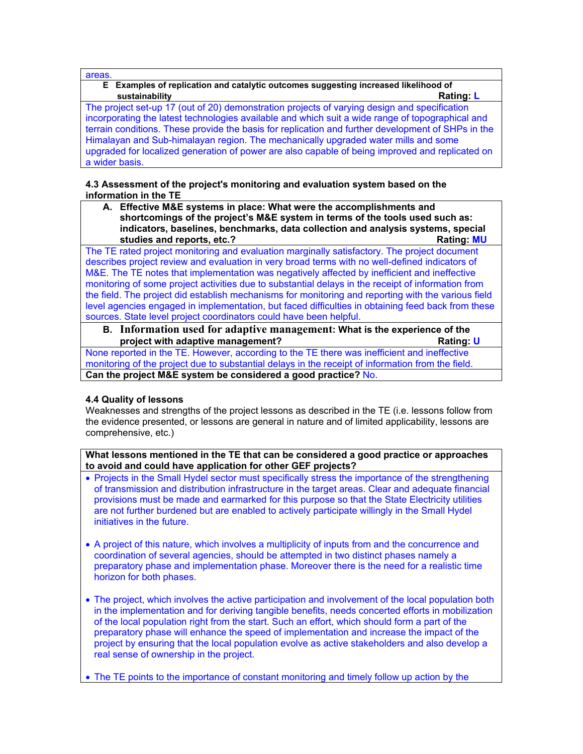areas.

**E Examples of replication and catalytic outcomes suggesting increased likelihood of sustainability** **Rating: L**

The project set-up 17 (out of 20) demonstration projects of varying design and specification incorporating the latest technologies available and which suit a wide range of topographical and terrain conditions. These provide the basis for replication and further development of SHPs in the Himalayan and Sub-himalayan region. The mechanically upgraded water mills and some upgraded for localized generation of power are also capable of being improved and replicated on a wider basis.

**4.3 Assessment of the project's monitoring and evaluation system based on the information in the TE**

**A. Effective M&E systems in place: What were the accomplishments and shortcomings of the project's M&E system in terms of the tools used such as: indicators, baselines, benchmarks, data collection and analysis systems, special studies and reports, etc.?** **Rating: MU**

The TE rated project monitoring and evaluation marginally satisfactory. The project document describes project review and evaluation in very broad terms with no well-defined indicators of M&E. The TE notes that implementation was negatively affected by inefficient and ineffective monitoring of some project activities due to substantial delays in the receipt of information from the field. The project did establish mechanisms for monitoring and reporting with the various field level agencies engaged in implementation, but faced difficulties in obtaining feed back from these sources. State level project coordinators could have been helpful.

**B. Information used for adaptive management: What is the experience of the project with adaptive management?** **Rating: U**

None reported in the TE. However, according to the TE there was inefficient and ineffective monitoring of the project due to substantial delays in the receipt of information from the field.

**Can the project M&E system be considered a good practice?** No.

**4.4 Quality of lessons**

Weaknesses and strengths of the project lessons as described in the TE (i.e. lessons follow from the evidence presented, or lessons are general in nature and of limited applicability, lessons are comprehensive, etc.)

**What lessons mentioned in the TE that can be considered a good practice or approaches to avoid and could have application for other GEF projects?**

- Projects in the Small Hydel sector must specifically stress the importance of the strengthening of transmission and distribution infrastructure in the target areas. Clear and adequate financial provisions must be made and earmarked for this purpose so that the State Electricity utilities are not further burdened but are enabled to actively participate willingly in the Small Hydel initiatives in the future.

- A project of this nature, which involves a multiplicity of inputs from and the concurrence and coordination of several agencies, should be attempted in two distinct phases namely a preparatory phase and implementation phase. Moreover there is the need for a realistic time horizon for both phases.

- The project, which involves the active participation and involvement of the local population both in the implementation and for deriving tangible benefits, needs concerted efforts in mobilization of the local population right from the start. Such an effort, which should form a part of the preparatory phase will enhance the speed of implementation and increase the impact of the project by ensuring that the local population evolve as active stakeholders and also develop a real sense of ownership in the project.

- The TE points to the importance of constant monitoring and timely follow up action by the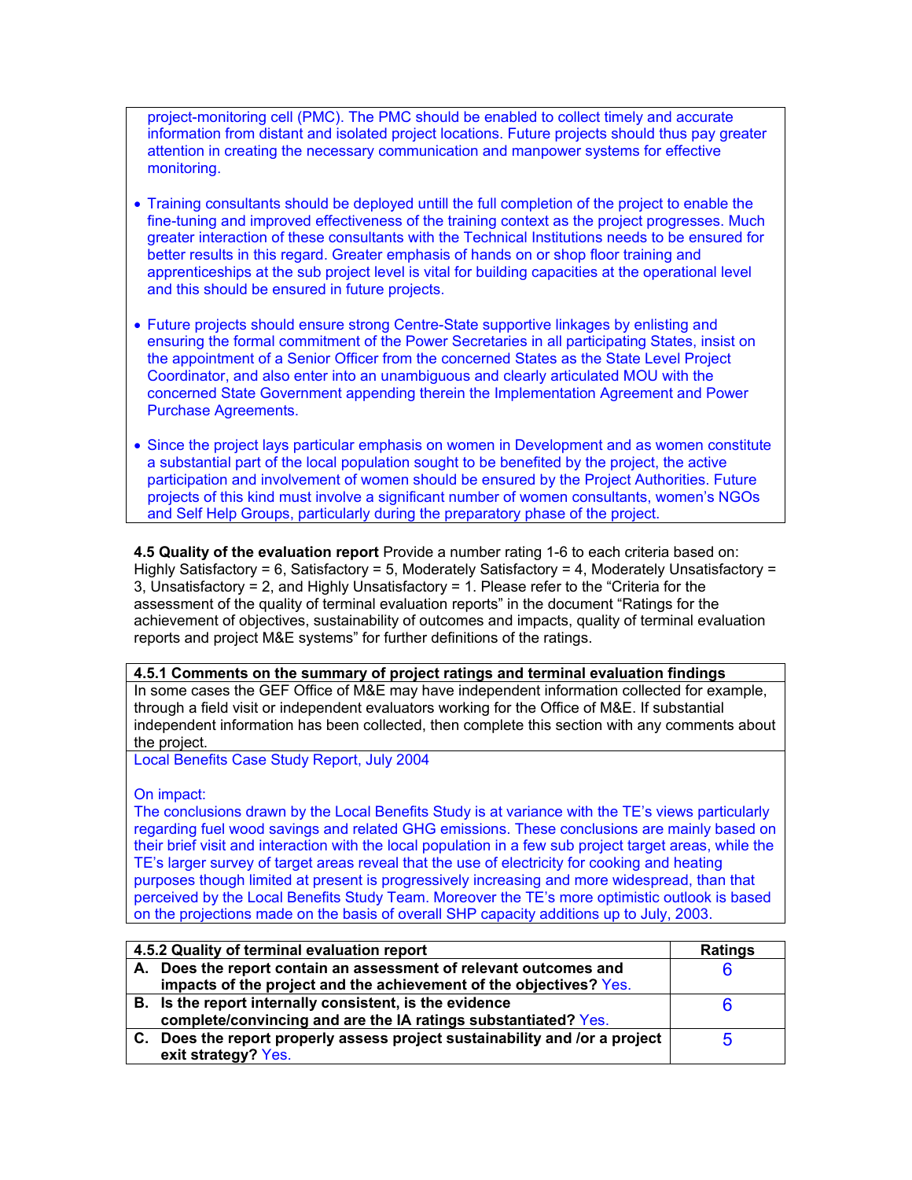project-monitoring cell (PMC). The PMC should be enabled to collect timely and accurate information from distant and isolated project locations. Future projects should thus pay greater attention in creating the necessary communication and manpower systems for effective monitoring.

- Training consultants should be deployed untill the full completion of the project to enable the fine-tuning and improved effectiveness of the training context as the project progresses. Much greater interaction of these consultants with the Technical Institutions needs to be ensured for better results in this regard. Greater emphasis of hands on or shop floor training and apprenticeships at the sub project level is vital for building capacities at the operational level and this should be ensured in future projects.

- Future projects should ensure strong Centre-State supportive linkages by enlisting and ensuring the formal commitment of the Power Secretaries in all participating States, insist on the appointment of a Senior Officer from the concerned States as the State Level Project Coordinator, and also enter into an unambiguous and clearly articulated MOU with the concerned State Government appending therein the Implementation Agreement and Power Purchase Agreements.

- Since the project lays particular emphasis on women in Development and as women constitute a substantial part of the local population sought to be benefited by the project, the active participation and involvement of women should be ensured by the Project Authorities. Future projects of this kind must involve a significant number of women consultants, women's NGOs and Self Help Groups, particularly during the preparatory phase of the project.

**4.5 Quality of the evaluation report** Provide a number rating 1-6 to each criteria based on: Highly Satisfactory = 6, Satisfactory = 5, Moderately Satisfactory = 4, Moderately Unsatisfactory = 3, Unsatisfactory = 2, and Highly Unsatisfactory = 1. Please refer to the "Criteria for the assessment of the quality of terminal evaluation reports" in the document "Ratings for the achievement of objectives, sustainability of outcomes and impacts, quality of terminal evaluation reports and project M&E systems" for further definitions of the ratings.

**4.5.1 Comments on the summary of project ratings and terminal evaluation findings**

In some cases the GEF Office of M&E may have independent information collected for example, through a field visit or independent evaluators working for the Office of M&E. If substantial independent information has been collected, then complete this section with any comments about the project.

Local Benefits Case Study Report, July 2004

On impact:
The conclusions drawn by the Local Benefits Study is at variance with the TE's views particularly regarding fuel wood savings and related GHG emissions. These conclusions are mainly based on their brief visit and interaction with the local population in a few sub project target areas, while the TE's larger survey of target areas reveal that the use of electricity for cooking and heating purposes though limited at present is progressively increasing and more widespread, than that perceived by the Local Benefits Study Team. Moreover the TE's more optimistic outlook is based on the projections made on the basis of overall SHP capacity additions up to July, 2003.

| 4.5.2 Quality of terminal evaluation report | Ratings |
|---|---|
| **A. Does the report contain an assessment of relevant outcomes and impacts of the project and the achievement of the objectives?** Yes. | 6 |
| **B. Is the report internally consistent, is the evidence complete/convincing and are the IA ratings substantiated?** Yes. | 6 |
| **C. Does the report properly assess project sustainability and /or a project exit strategy?** Yes. | 5 |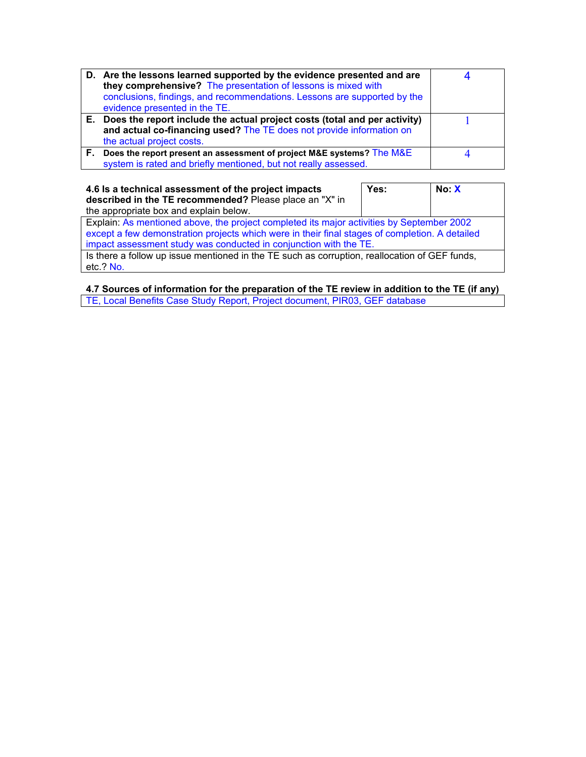| | |
|---|---|
| **D. Are the lessons learned supported by the evidence presented and are they comprehensive?** The presentation of lessons is mixed with conclusions, findings, and recommendations. Lessons are supported by the evidence presented in the TE. | 4 |
| **E. Does the report include the actual project costs (total and per activity) and actual co-financing used?** The TE does not provide information on the actual project costs. | 1 |
| **F. Does the report present an assessment of project M&E systems?** The M&E system is rated and briefly mentioned, but not really assessed. | 4 |

| **4.6 Is a technical assessment of the project impacts described in the TE recommended?** Please place an "X" in the appropriate box and explain below. | **Yes:** | **No:** X |
|---|---|---|
| Explain: As mentioned above, the project completed its major activities by September 2002 except a few demonstration projects which were in their final stages of completion. A detailed impact assessment study was conducted in conjunction with the TE. | | |
| Is there a follow up issue mentioned in the TE such as corruption, reallocation of GEF funds, etc.? No. | | |

**4.7 Sources of information for the preparation of the TE review in addition to the TE (if any)**

TE, Local Benefits Case Study Report, Project document, PIR03, GEF database